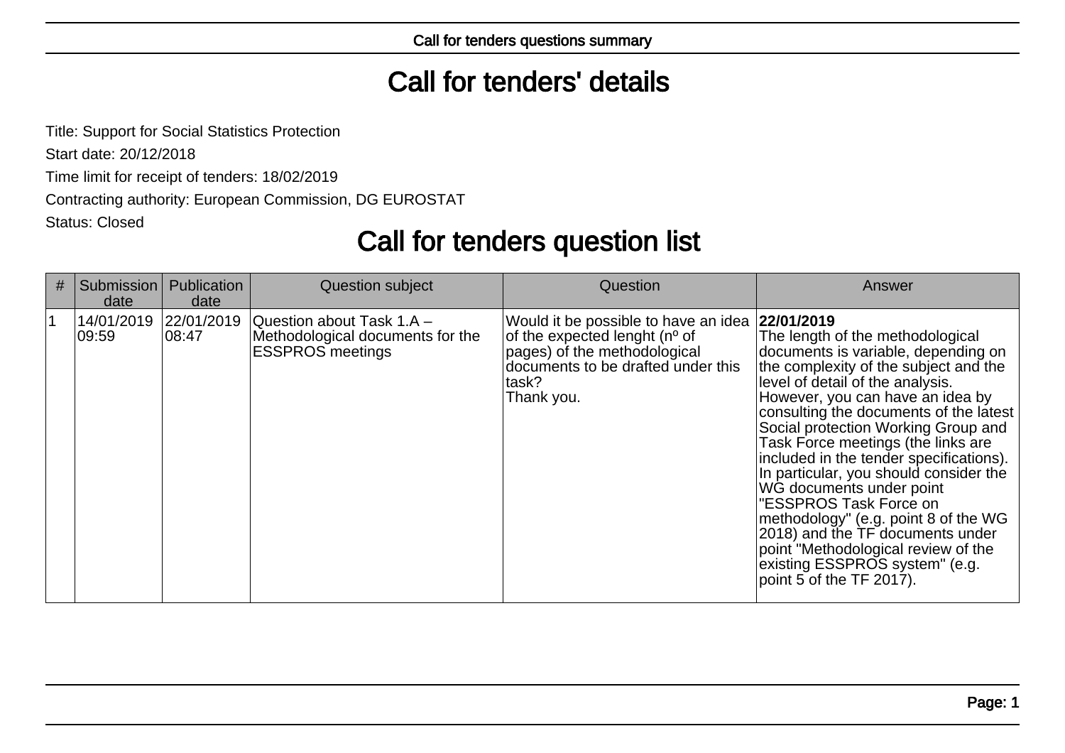# Call for tenders' details

Title: Support for Social Statistics Protection

Start date: 20/12/2018

Time limit for receipt of tenders: 18/02/2019

Contracting authority: European Commission, DG EUROSTAT

Status: Closed

# Call for tenders question list

| # | Submission date | Publication date | Question subject | Question | Answer |
| --- | --- | --- | --- | --- | --- |
| 1 | 14/01/2019 09:59 | 22/01/2019 08:47 | Question about Task 1.A – Methodological documents for the ESSPROS meetings | Would it be possible to have an idea of the expected lenght (nº of pages) of the methodological documents to be drafted under this task?<br>Thank you. | **22/01/2019**<br>The length of the methodological documents is variable, depending on the complexity of the subject and the level of detail of the analysis. However, you can have an idea by consulting the documents of the latest Social protection Working Group and Task Force meetings (the links are included in the tender specifications). In particular, you should consider the WG documents under point "ESSPROS Task Force on methodology" (e.g. point 8 of the WG 2018) and the TF documents under point "Methodological review of the existing ESSPROS system" (e.g. point 5 of the TF 2017). |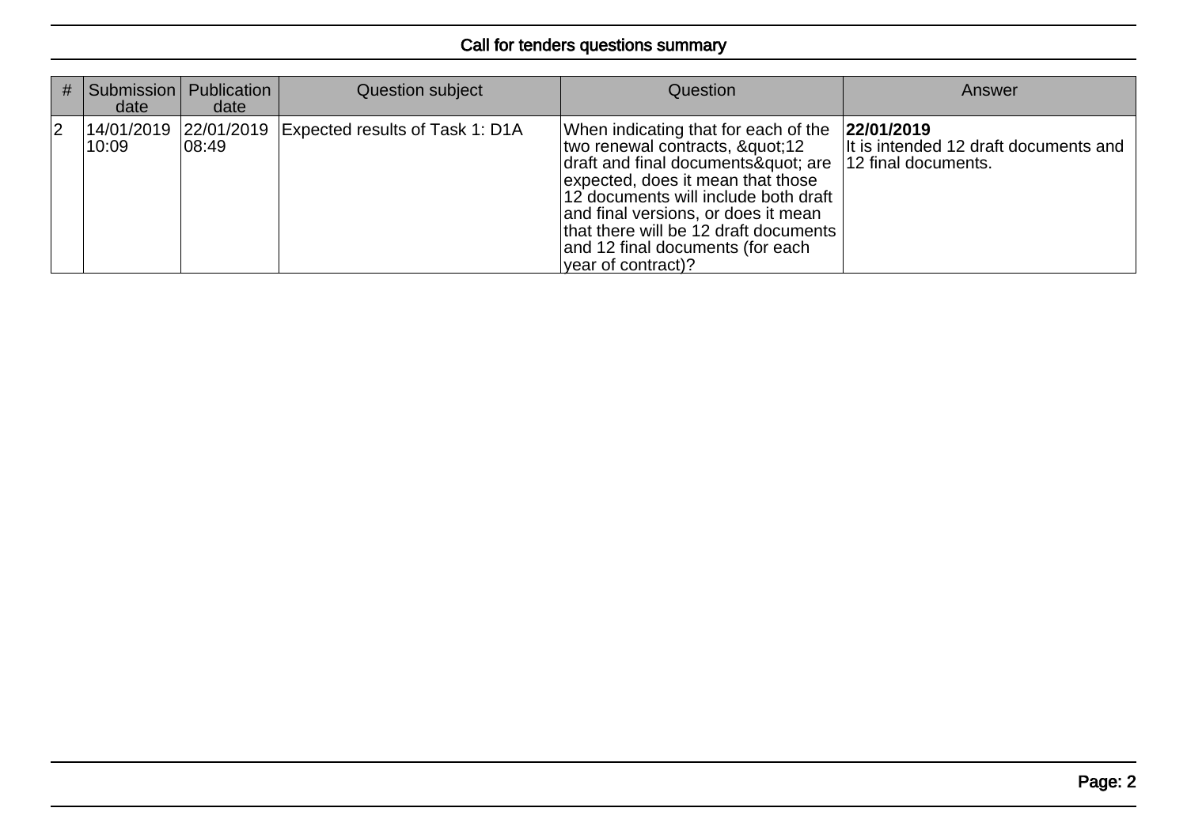## Call for tenders questions summary

| # | Submission date | Publication date | Question subject | Question | Answer |
|---|---|---|---|---|---|
| 2 | 14/01/2019 10:09 | 22/01/2019 08:49 | Expected results of Task 1: D1A | When indicating that for each of the two renewal contracts, &quot;12 draft and final documents&quot; are expected, does it mean that those 12 documents will include both draft and final versions, or does it mean that there will be 12 draft documents and 12 final documents (for each year of contract)? | **22/01/2019** It is intended 12 draft documents and 12 final documents. |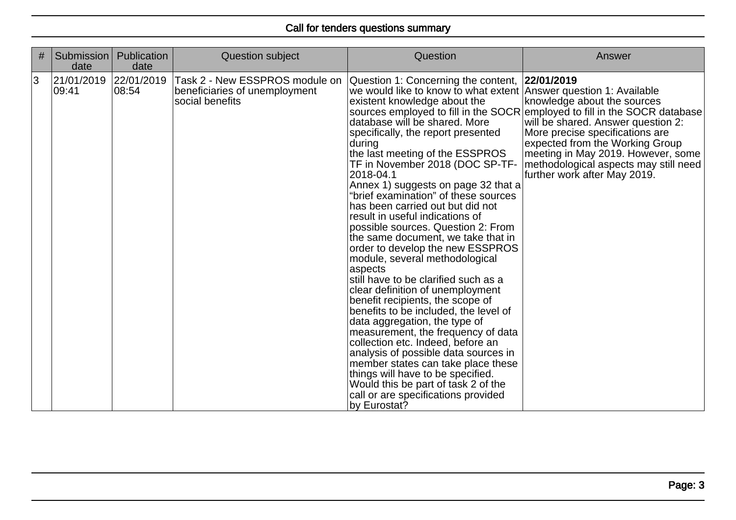| # | Submission date | Publication date | Question subject | Question | Answer |
|---|---|---|---|---|---|
| 3 | 21/01/2019 09:41 | 22/01/2019 08:54 | Task 2 - New ESSPROS module on beneficiaries of unemployment social benefits | Question 1: Concerning the content, we would like to know to what extent existent knowledge about the sources employed to fill in the SOCR database will be shared. More specifically, the report presented during the last meeting of the ESSPROS TF in November 2018 (DOC SP-TF-2018-04.1 Annex 1) suggests on page 32 that a "brief examination" of these sources has been carried out but did not result in useful indications of possible sources. Question 2: From the same document, we take that in order to develop the new ESSPROS module, several methodological aspects still have to be clarified such as a clear definition of unemployment benefit recipients, the scope of benefits to be included, the level of data aggregation, the type of measurement, the frequency of data collection etc. Indeed, before an analysis of possible data sources in member states can take place these things will have to be specified. Would this be part of task 2 of the call or are specifications provided by Eurostat? | **22/01/2019** Answer question 1: Available knowledge about the sources employed to fill in the SOCR database will be shared. Answer question 2: More precise specifications are expected from the Working Group meeting in May 2019. However, some methodological aspects may still need further work after May 2019. |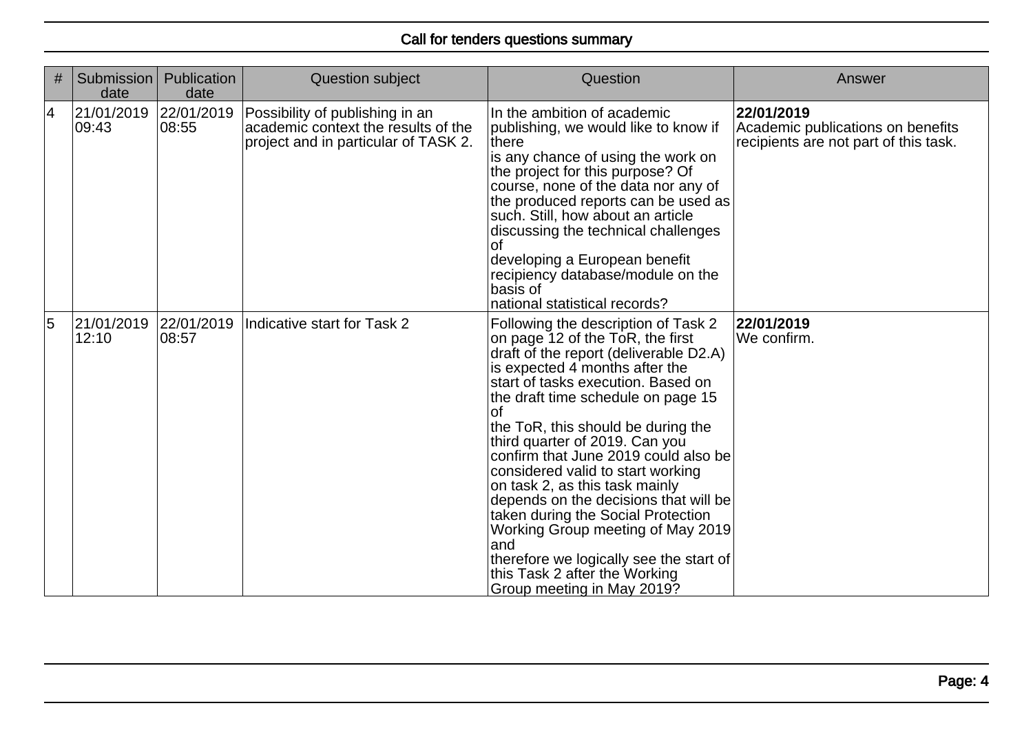## Call for tenders questions summary

| # | Submission date | Publication date | Question subject | Question | Answer |
|---|---|---|---|---|---|
| 4 | 21/01/2019 09:43 | 22/01/2019 08:55 | Possibility of publishing in an academic context the results of the project and in particular of TASK 2. | In the ambition of academic publishing, we would like to know if there is any chance of using the work on the project for this purpose? Of course, none of the data nor any of the produced reports can be used as such. Still, how about an article discussing the technical challenges of developing a European benefit recipiency database/module on the basis of national statistical records? | **22/01/2019** Academic publications on benefits recipients are not part of this task. |
| 5 | 21/01/2019 12:10 | 22/01/2019 08:57 | Indicative start for Task 2 | Following the description of Task 2 on page 12 of the ToR, the first draft of the report (deliverable D2.A) is expected 4 months after the start of tasks execution. Based on the draft time schedule on page 15 of the ToR, this should be during the third quarter of 2019. Can you confirm that June 2019 could also be considered valid to start working on task 2, as this task mainly depends on the decisions that will be taken during the Social Protection Working Group meeting of May 2019 and therefore we logically see the start of this Task 2 after the Working Group meeting in May 2019? | **22/01/2019** We confirm. |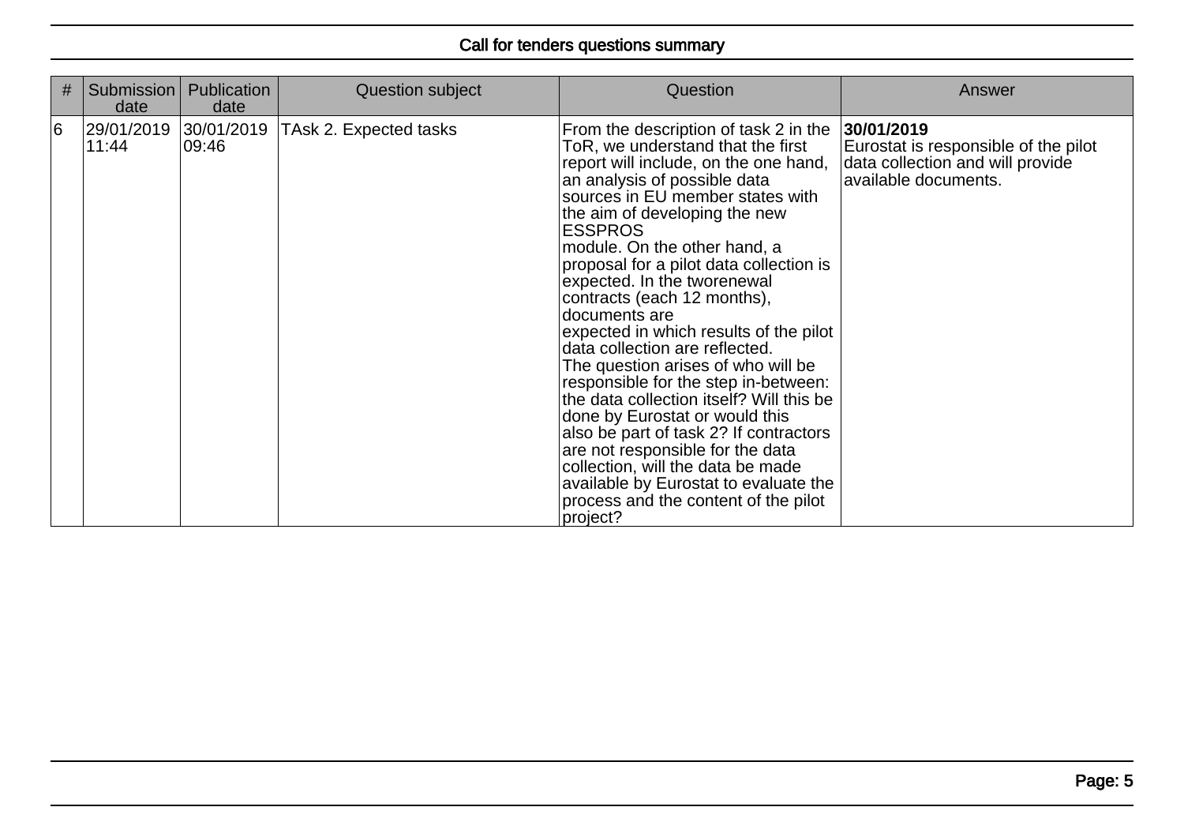| # | Submission date | Publication date | Question subject | Question | Answer |
|---|---|---|---|---|---|
| 6 | 29/01/2019 11:44 | 30/01/2019 09:46 | TAsk 2. Expected tasks | From the description of task 2 in the ToR, we understand that the first report will include, on the one hand, an analysis of possible data sources in EU member states with the aim of developing the new ESSPROS module. On the other hand, a proposal for a pilot data collection is expected. In the tworenewal contracts (each 12 months), documents are expected in which results of the pilot data collection are reflected. The question arises of who will be responsible for the step in-between: the data collection itself? Will this be done by Eurostat or would this also be part of task 2? If contractors are not responsible for the data collection, will the data be made available by Eurostat to evaluate the process and the content of the pilot project? | **30/01/2019** Eurostat is responsible of the pilot data collection and will provide available documents. |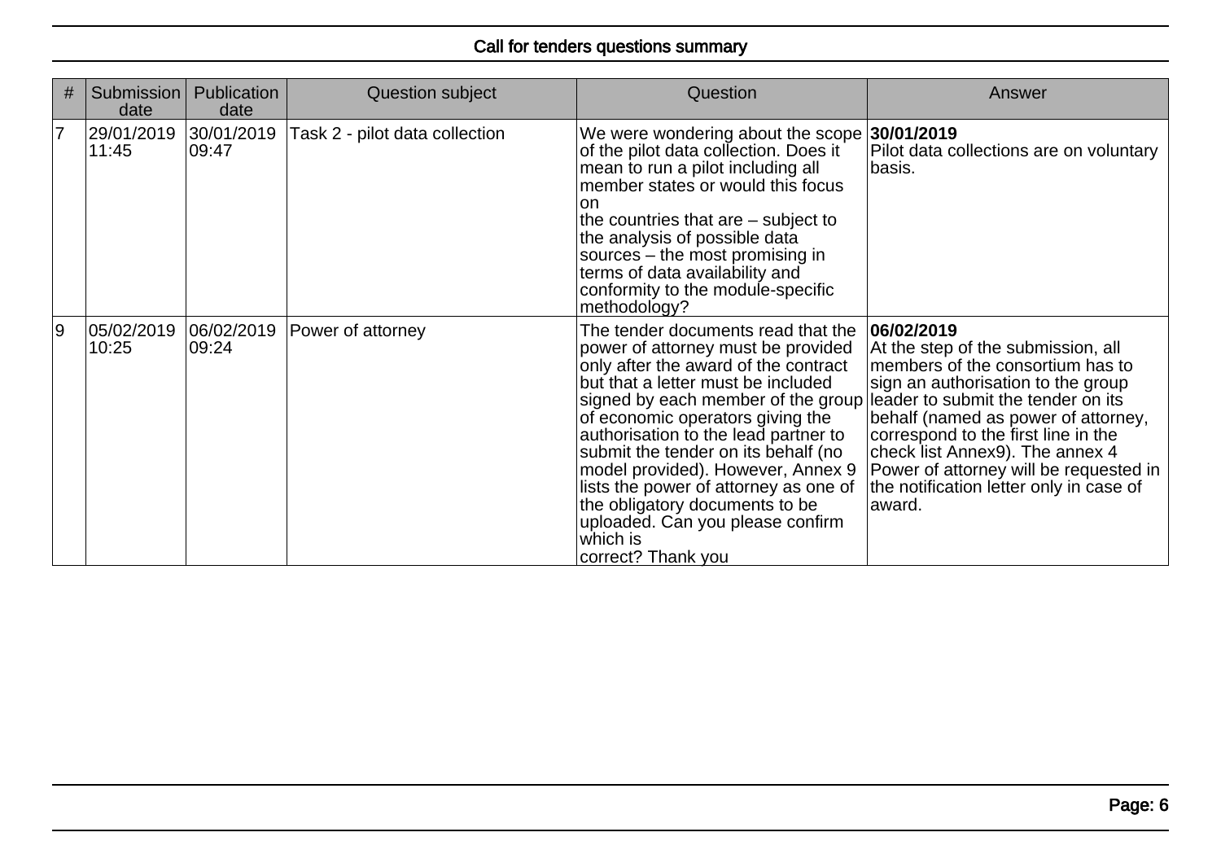| # | Submission date | Publication date | Question subject | Question | Answer |
|---|---|---|---|---|---|
| 7 | 29/01/2019 11:45 | 30/01/2019 09:47 | Task 2 - pilot data collection | We were wondering about the scope of the pilot data collection. Does it mean to run a pilot including all member states or would this focus on the countries that are – subject to the analysis of possible data sources – the most promising in terms of data availability and conformity to the module-specific methodology? | **30/01/2019** Pilot data collections are on voluntary basis. |
| 9 | 05/02/2019 10:25 | 06/02/2019 09:24 | Power of attorney | The tender documents read that the power of attorney must be provided only after the award of the contract but that a letter must be included signed by each member of the group of economic operators giving the authorisation to the lead partner to submit the tender on its behalf (no model provided). However, Annex 9 lists the power of attorney as one of the obligatory documents to be uploaded. Can you please confirm which is correct? Thank you | **06/02/2019** At the step of the submission, all members of the consortium has to sign an authorisation to the group leader to submit the tender on its behalf (named as power of attorney, correspond to the first line in the check list Annex9). The annex 4 Power of attorney will be requested in the notification letter only in case of award. |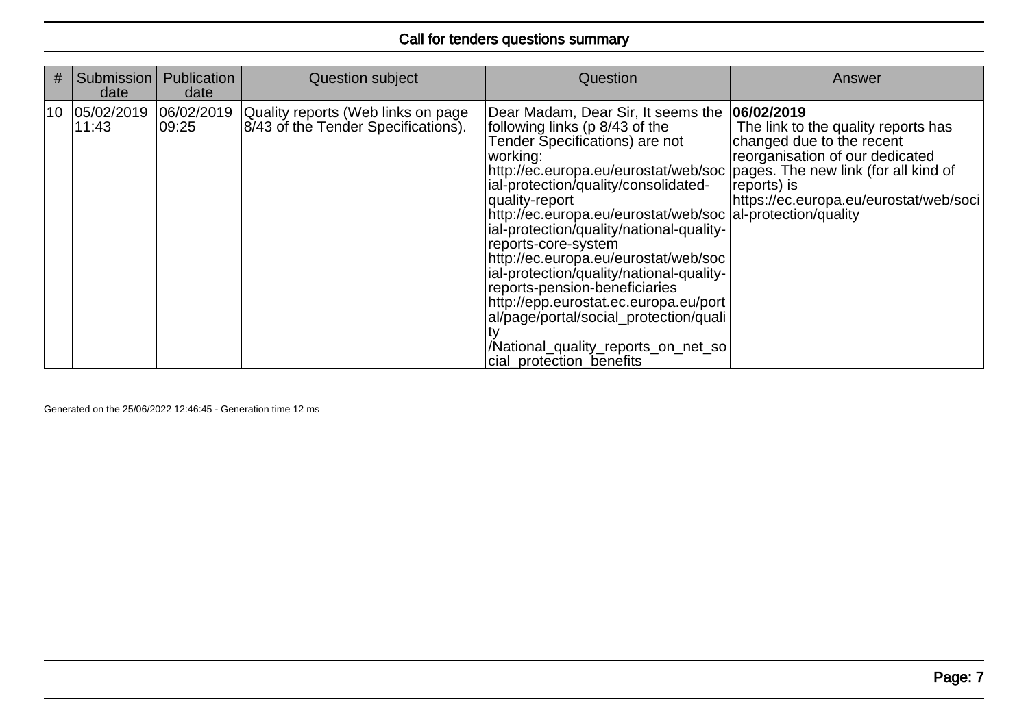## Call for tenders questions summary

| # | Submission date | Publication date | Question subject | Question | Answer |
| --- | --- | --- | --- | --- | --- |
| 10 | 05/02/2019 11:43 | 06/02/2019 09:25 | Quality reports (Web links on page 8/43 of the Tender Specifications). | Dear Madam, Dear Sir, It seems the following links (p 8/43 of the Tender Specifications) are not working: http://ec.europa.eu/eurostat/web/social-protection/quality/consolidated-quality-report http://ec.europa.eu/eurostat/web/social-protection/quality/national-quality-reports-core-system http://ec.europa.eu/eurostat/web/social-protection/quality/national-quality-reports-pension-beneficiaries http://epp.eurostat.ec.europa.eu/portal/page/portal/social_protection/quality /National_quality_reports_on_net_social_protection_benefits | **06/02/2019** The link to the quality reports has changed due to the recent reorganisation of our dedicated pages. The new link (for all kind of reports) is https://ec.europa.eu/eurostat/web/social-protection/quality |

Generated on the 25/06/2022 12:46:45 - Generation time 12 ms